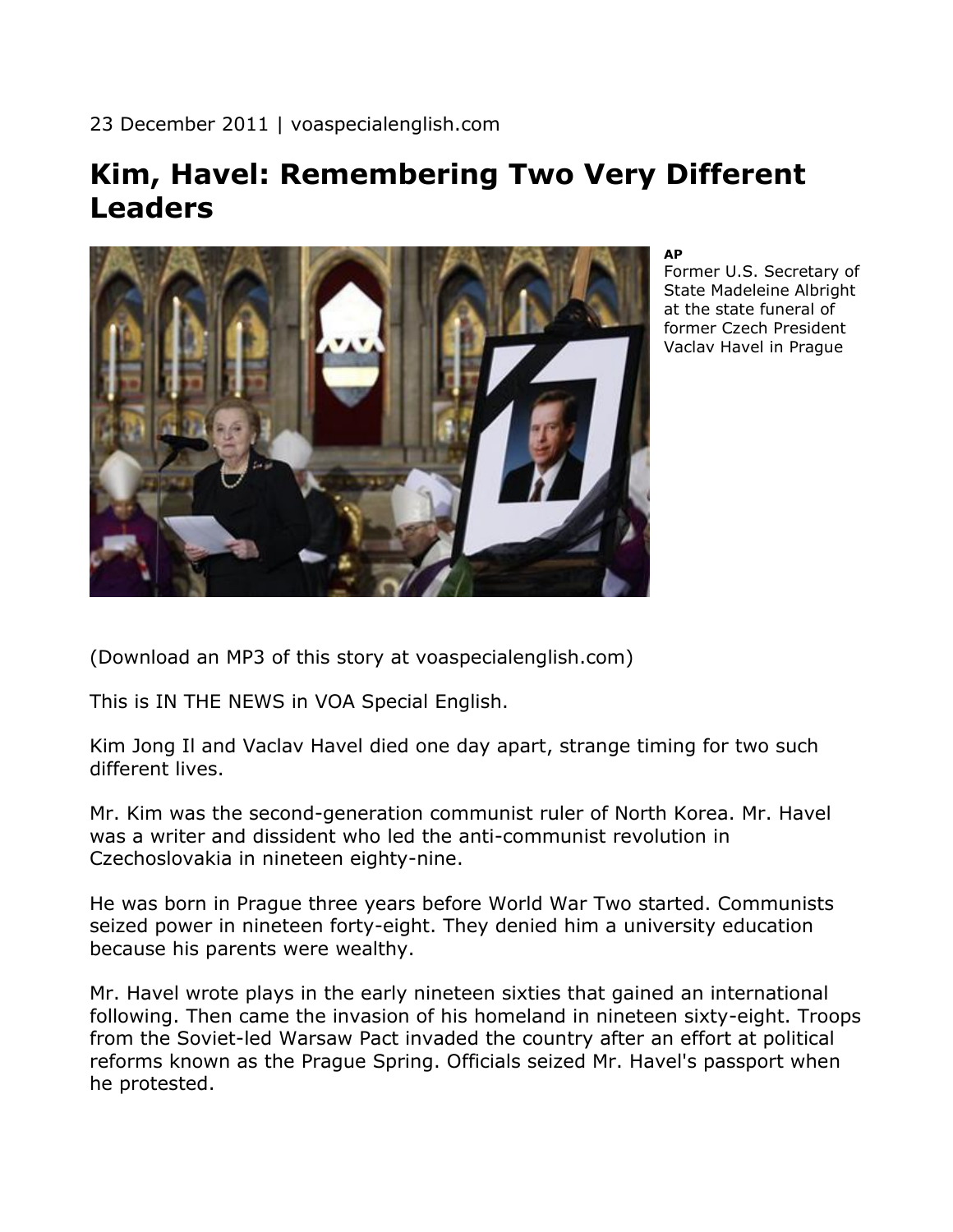23 December 2011 | voaspecialenglish.com

# Kim, Havel: Remembering Two Very Different Leaders

**AP**
Former U.S. Secretary of State Madeleine Albright at the state funeral of former Czech President Vaclav Havel in Prague

(Download an MP3 of this story at voaspecialenglish.com)

This is IN THE NEWS in VOA Special English.

Kim Jong Il and Vaclav Havel died one day apart, strange timing for two such different lives.

Mr. Kim was the second-generation communist ruler of North Korea. Mr. Havel was a writer and dissident who led the anti-communist revolution in Czechoslovakia in nineteen eighty-nine.

He was born in Prague three years before World War Two started. Communists seized power in nineteen forty-eight. They denied him a university education because his parents were wealthy.

Mr. Havel wrote plays in the early nineteen sixties that gained an international following. Then came the invasion of his homeland in nineteen sixty-eight. Troops from the Soviet-led Warsaw Pact invaded the country after an effort at political reforms known as the Prague Spring. Officials seized Mr. Havel's passport when he protested.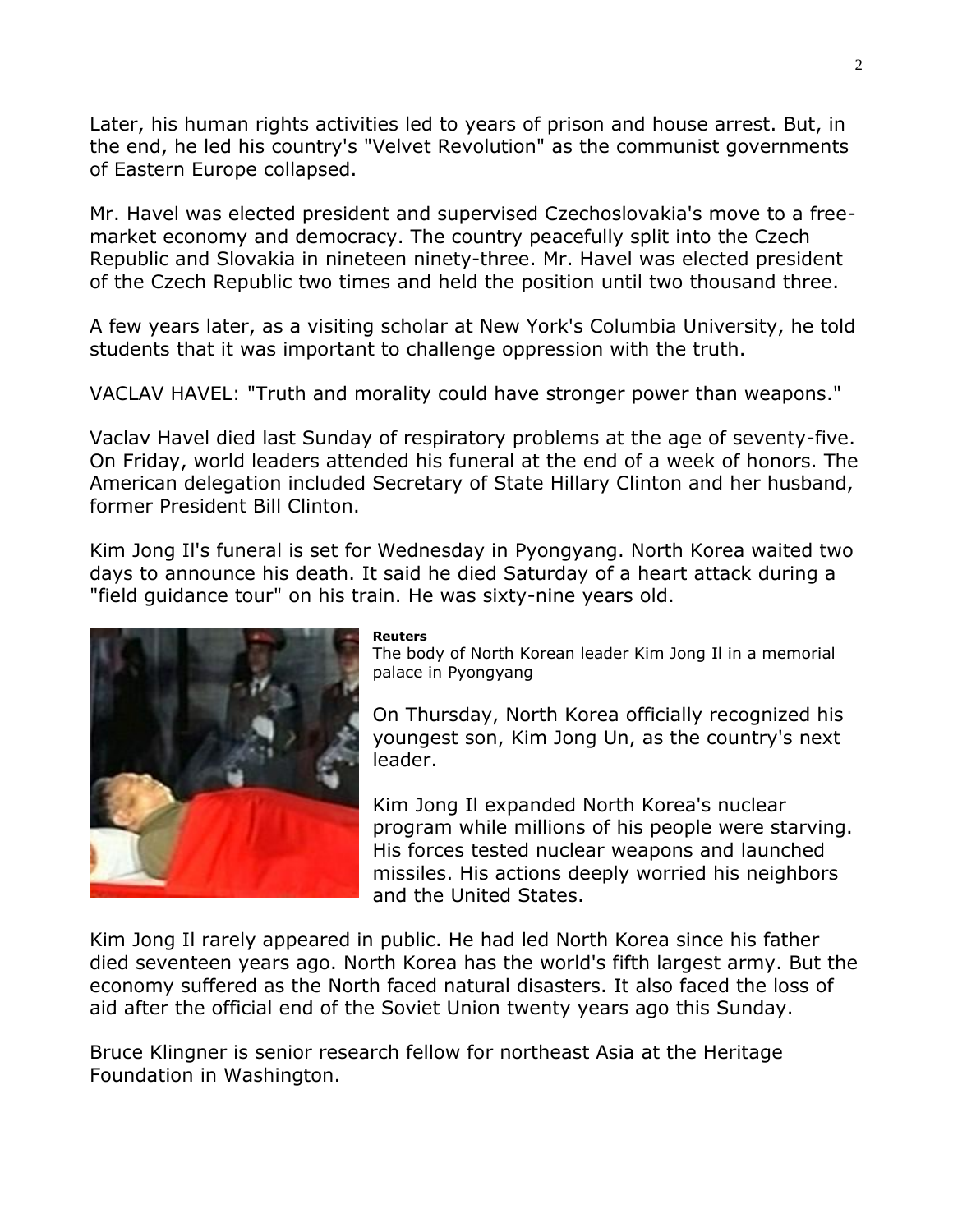Later, his human rights activities led to years of prison and house arrest. But, in the end, he led his country's "Velvet Revolution" as the communist governments of Eastern Europe collapsed.

Mr. Havel was elected president and supervised Czechoslovakia's move to a free-market economy and democracy. The country peacefully split into the Czech Republic and Slovakia in nineteen ninety-three. Mr. Havel was elected president of the Czech Republic two times and held the position until two thousand three.

A few years later, as a visiting scholar at New York's Columbia University, he told students that it was important to challenge oppression with the truth.

VACLAV HAVEL: "Truth and morality could have stronger power than weapons."

Vaclav Havel died last Sunday of respiratory problems at the age of seventy-five. On Friday, world leaders attended his funeral at the end of a week of honors. The American delegation included Secretary of State Hillary Clinton and her husband, former President Bill Clinton.

Kim Jong Il's funeral is set for Wednesday in Pyongyang. North Korea waited two days to announce his death. It said he died Saturday of a heart attack during a "field guidance tour" on his train. He was sixty-nine years old.

**Reuters**
The body of North Korean leader Kim Jong Il in a memorial palace in Pyongyang

On Thursday, North Korea officially recognized his youngest son, Kim Jong Un, as the country's next leader.

Kim Jong Il expanded North Korea's nuclear program while millions of his people were starving. His forces tested nuclear weapons and launched missiles. His actions deeply worried his neighbors and the United States.

Kim Jong Il rarely appeared in public. He had led North Korea since his father died seventeen years ago. North Korea has the world's fifth largest army. But the economy suffered as the North faced natural disasters. It also faced the loss of aid after the official end of the Soviet Union twenty years ago this Sunday.

Bruce Klingner is senior research fellow for northeast Asia at the Heritage Foundation in Washington.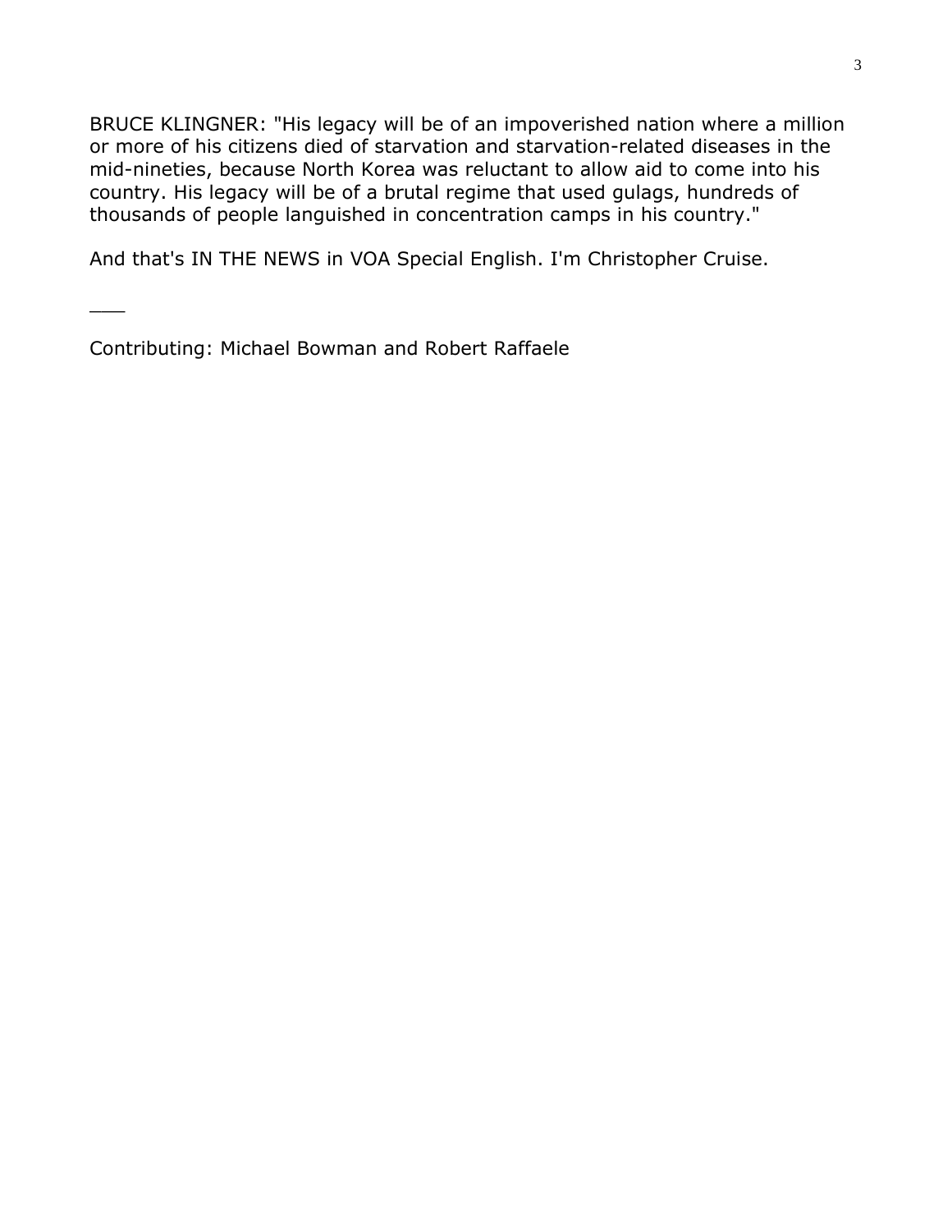BRUCE KLINGNER: "His legacy will be of an impoverished nation where a million or more of his citizens died of starvation and starvation-related diseases in the mid-nineties, because North Korea was reluctant to allow aid to come into his country. His legacy will be of a brutal regime that used gulags, hundreds of thousands of people languished in concentration camps in his country."

And that's IN THE NEWS in VOA Special English. I'm Christopher Cruise.

___

Contributing: Michael Bowman and Robert Raffaele